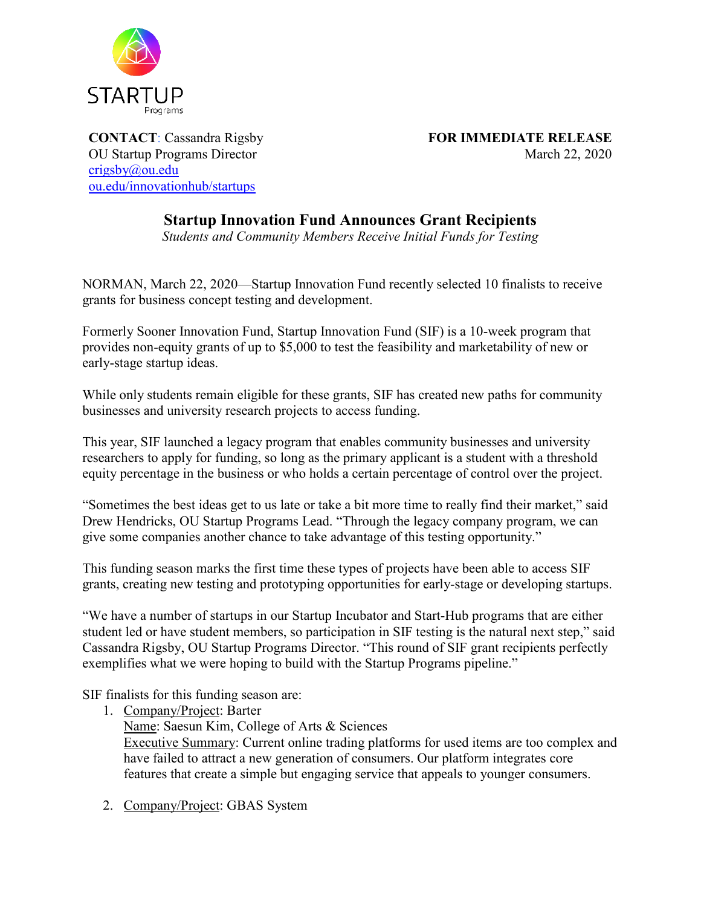STARTUP
Programs

**CONTACT**: Cassandra Rigsby
OU Startup Programs Director
[crigsby@ou.edu](mailto:crigsby@ou.edu)
[ou.edu/innovationhub/startups](ou.edu/innovationhub/startups)

**FOR IMMEDIATE RELEASE**
March 22, 2020

# Startup Innovation Fund Announces Grant Recipients

*Students and Community Members Receive Initial Funds for Testing*

NORMAN, March 22, 2020—Startup Innovation Fund recently selected 10 finalists to receive grants for business concept testing and development.

Formerly Sooner Innovation Fund, Startup Innovation Fund (SIF) is a 10-week program that provides non-equity grants of up to $5,000 to test the feasibility and marketability of new or early-stage startup ideas.

While only students remain eligible for these grants, SIF has created new paths for community businesses and university research projects to access funding.

This year, SIF launched a legacy program that enables community businesses and university researchers to apply for funding, so long as the primary applicant is a student with a threshold equity percentage in the business or who holds a certain percentage of control over the project.

"Sometimes the best ideas get to us late or take a bit more time to really find their market," said Drew Hendricks, OU Startup Programs Lead. "Through the legacy company program, we can give some companies another chance to take advantage of this testing opportunity."

This funding season marks the first time these types of projects have been able to access SIF grants, creating new testing and prototyping opportunities for early-stage or developing startups.

"We have a number of startups in our Startup Incubator and Start-Hub programs that are either student led or have student members, so participation in SIF testing is the natural next step," said Cassandra Rigsby, OU Startup Programs Director. "This round of SIF grant recipients perfectly exemplifies what we were hoping to build with the Startup Programs pipeline."

SIF finalists for this funding season are:

1. Company/Project: Barter
   Name: Saesun Kim, College of Arts & Sciences
   Executive Summary: Current online trading platforms for used items are too complex and have failed to attract a new generation of consumers. Our platform integrates core features that create a simple but engaging service that appeals to younger consumers.

2. Company/Project: GBAS System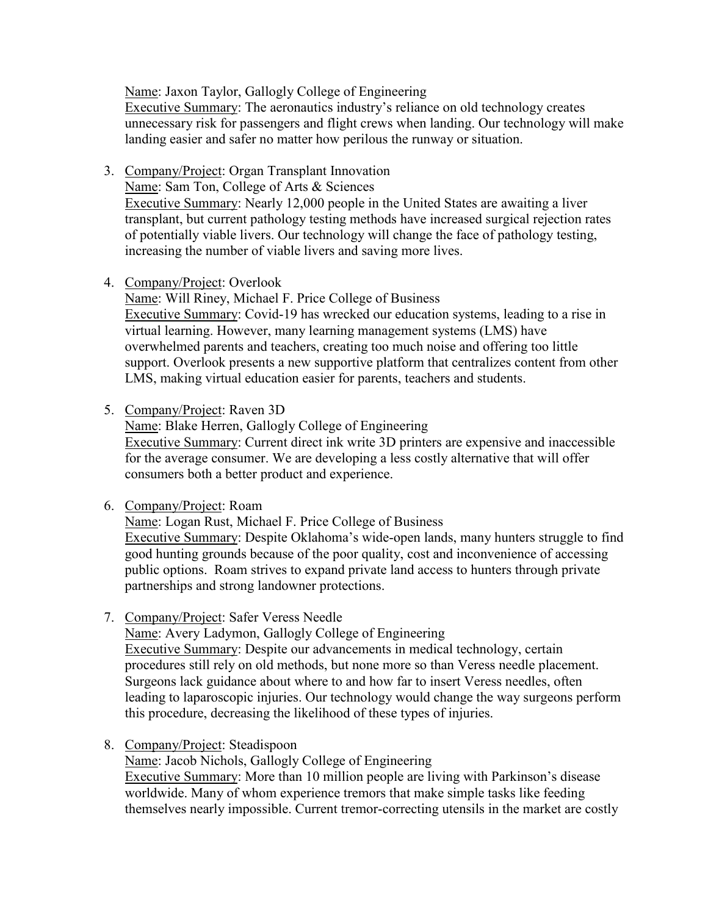Name: Jaxon Taylor, Gallogly College of Engineering
Executive Summary: The aeronautics industry's reliance on old technology creates unnecessary risk for passengers and flight crews when landing. Our technology will make landing easier and safer no matter how perilous the runway or situation.

3. Company/Project: Organ Transplant Innovation
   Name: Sam Ton, College of Arts & Sciences
   Executive Summary: Nearly 12,000 people in the United States are awaiting a liver transplant, but current pathology testing methods have increased surgical rejection rates of potentially viable livers. Our technology will change the face of pathology testing, increasing the number of viable livers and saving more lives.

4. Company/Project: Overlook
   Name: Will Riney, Michael F. Price College of Business
   Executive Summary: Covid-19 has wrecked our education systems, leading to a rise in virtual learning. However, many learning management systems (LMS) have overwhelmed parents and teachers, creating too much noise and offering too little support. Overlook presents a new supportive platform that centralizes content from other LMS, making virtual education easier for parents, teachers and students.

5. Company/Project: Raven 3D
   Name: Blake Herren, Gallogly College of Engineering
   Executive Summary: Current direct ink write 3D printers are expensive and inaccessible for the average consumer. We are developing a less costly alternative that will offer consumers both a better product and experience.

6. Company/Project: Roam
   Name: Logan Rust, Michael F. Price College of Business
   Executive Summary: Despite Oklahoma's wide-open lands, many hunters struggle to find good hunting grounds because of the poor quality, cost and inconvenience of accessing public options. Roam strives to expand private land access to hunters through private partnerships and strong landowner protections.

7. Company/Project: Safer Veress Needle
   Name: Avery Ladymon, Gallogly College of Engineering
   Executive Summary: Despite our advancements in medical technology, certain procedures still rely on old methods, but none more so than Veress needle placement. Surgeons lack guidance about where to and how far to insert Veress needles, often leading to laparoscopic injuries. Our technology would change the way surgeons perform this procedure, decreasing the likelihood of these types of injuries.

8. Company/Project: Steadispoon
   Name: Jacob Nichols, Gallogly College of Engineering
   Executive Summary: More than 10 million people are living with Parkinson's disease worldwide. Many of whom experience tremors that make simple tasks like feeding themselves nearly impossible. Current tremor-correcting utensils in the market are costly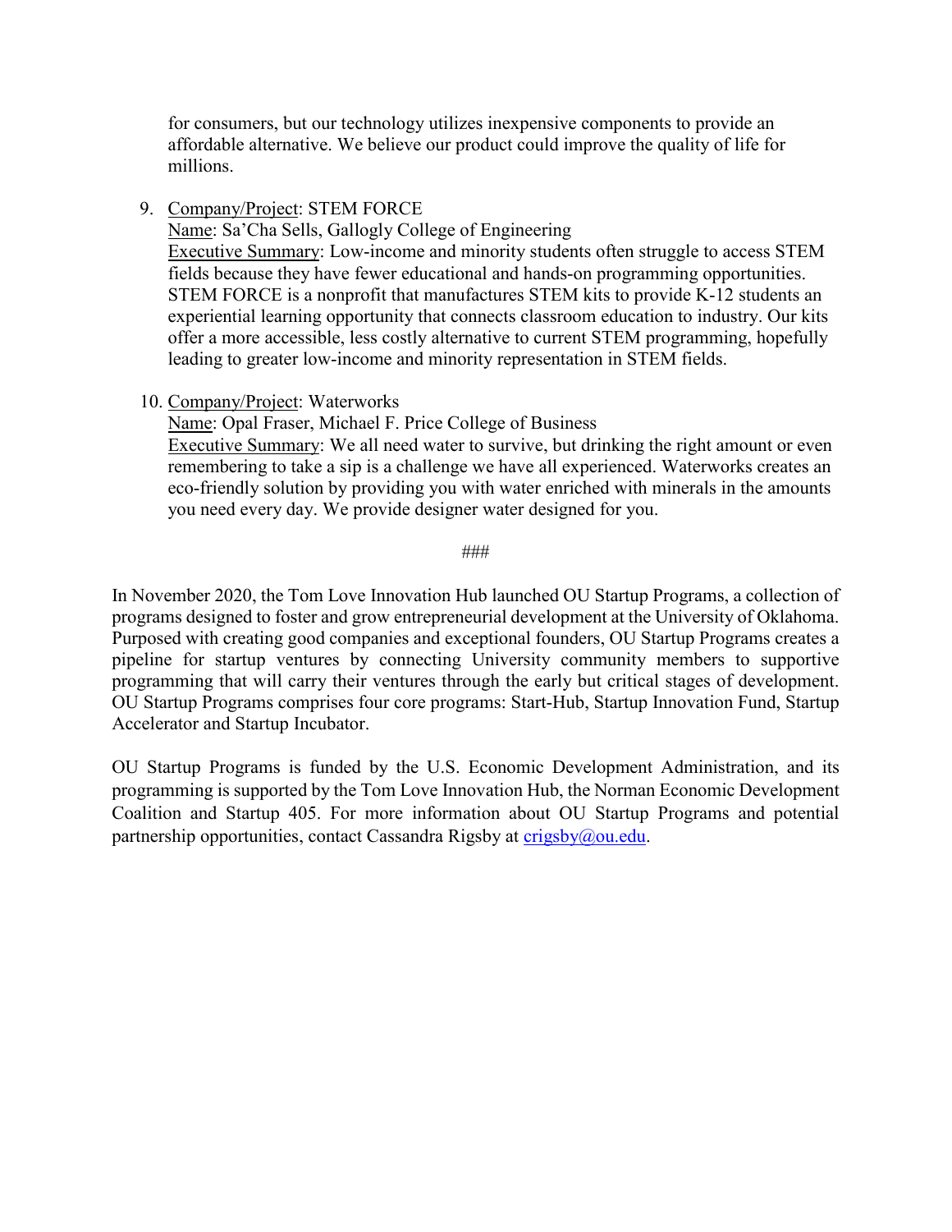for consumers, but our technology utilizes inexpensive components to provide an affordable alternative. We believe our product could improve the quality of life for millions.

9. Company/Project: STEM FORCE
   Name: Sa'Cha Sells, Gallogly College of Engineering
   Executive Summary: Low-income and minority students often struggle to access STEM fields because they have fewer educational and hands-on programming opportunities. STEM FORCE is a nonprofit that manufactures STEM kits to provide K-12 students an experiential learning opportunity that connects classroom education to industry. Our kits offer a more accessible, less costly alternative to current STEM programming, hopefully leading to greater low-income and minority representation in STEM fields.

10. Company/Project: Waterworks
    Name: Opal Fraser, Michael F. Price College of Business
    Executive Summary: We all need water to survive, but drinking the right amount or even remembering to take a sip is a challenge we have all experienced. Waterworks creates an eco-friendly solution by providing you with water enriched with minerals in the amounts you need every day. We provide designer water designed for you.

###

In November 2020, the Tom Love Innovation Hub launched OU Startup Programs, a collection of programs designed to foster and grow entrepreneurial development at the University of Oklahoma. Purposed with creating good companies and exceptional founders, OU Startup Programs creates a pipeline for startup ventures by connecting University community members to supportive programming that will carry their ventures through the early but critical stages of development. OU Startup Programs comprises four core programs: Start-Hub, Startup Innovation Fund, Startup Accelerator and Startup Incubator.

OU Startup Programs is funded by the U.S. Economic Development Administration, and its programming is supported by the Tom Love Innovation Hub, the Norman Economic Development Coalition and Startup 405. For more information about OU Startup Programs and potential partnership opportunities, contact Cassandra Rigsby at crigsby@ou.edu.